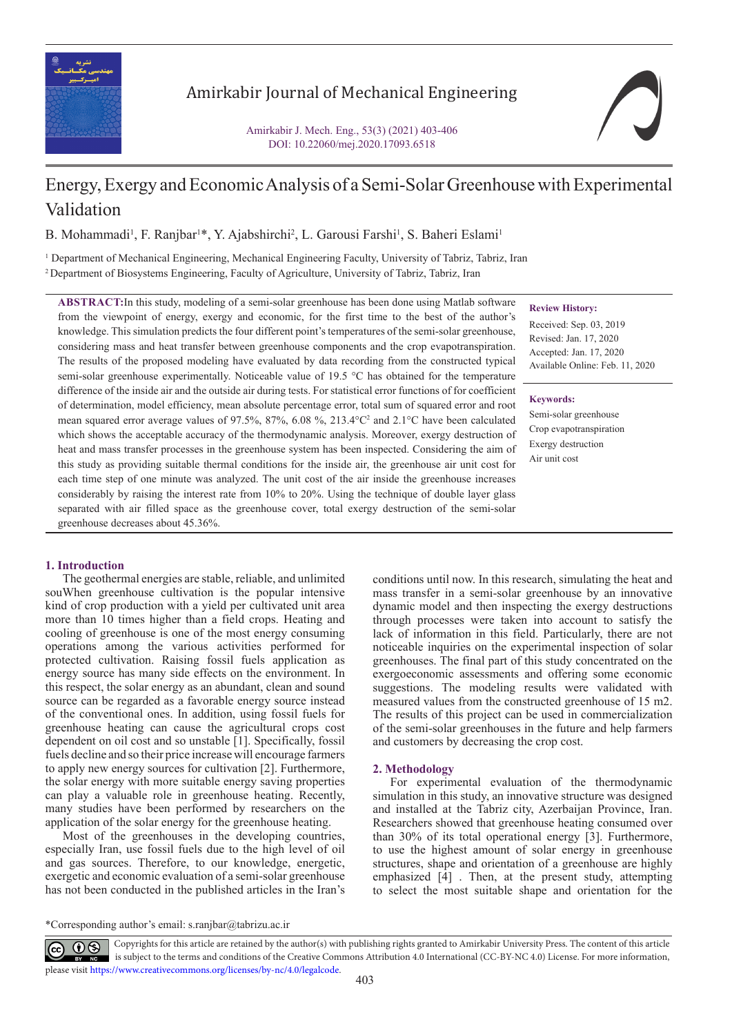# Energy, Exergy and Economic Analysis of a Semi-Solar Greenhouse with Experimental Validation

B. Mohammadi[1], F. Ranjbar[1]*, Y. Ajabshirchi[2], L. Garousi Farshi[1], S. Baheri Eslami[1]

[1] Department of Mechanical Engineering, Mechanical Engineering Faculty, University of Tabriz, Tabriz, Iran

[2] Department of Biosystems Engineering, Faculty of Agriculture, University of Tabriz, Tabriz, Iran

**ABSTRACT:** In this study, modeling of a semi-solar greenhouse has been done using Matlab software from the viewpoint of energy, exergy and economic, for the first time to the best of the author's knowledge. This simulation predicts the four different point's temperatures of the semi-solar greenhouse, considering mass and heat transfer between greenhouse components and the crop evapotranspiration. The results of the proposed modeling have evaluated by data recording from the constructed typical semi-solar greenhouse experimentally. Noticeable value of 19.5 °C has obtained for the temperature difference of the inside air and the outside air during tests. For statistical error functions of for coefficient of determination, model efficiency, mean absolute percentage error, total sum of squared error and root mean squared error average values of 97.5%, 87%, 6.08 %, 213.4°C$^2$ and 2.1°C have been calculated which shows the acceptable accuracy of the thermodynamic analysis. Moreover, exergy destruction of heat and mass transfer processes in the greenhouse system has been inspected. Considering the aim of this study as providing suitable thermal conditions for the inside air, the greenhouse air unit cost for each time step of one minute was analyzed. The unit cost of the air inside the greenhouse increases considerably by raising the interest rate from 10% to 20%. Using the technique of double layer glass separated with air filled space as the greenhouse cover, total exergy destruction of the semi-solar greenhouse decreases about 45.36%.

**Review History:**

Received: Sep. 03, 2019

Revised: Jan. 17, 2020

Accepted: Jan. 17, 2020

Available Online: Feb. 11, 2020

**Keywords:**

Semi-solar greenhouse

Crop evapotranspiration

Exergy destruction

Air unit cost

## 1. Introduction

The geothermal energies are stable, reliable, and unlimited souWhen greenhouse cultivation is the popular intensive kind of crop production with a yield per cultivated unit area more than 10 times higher than a field crops. Heating and cooling of greenhouse is one of the most energy consuming operations among the various activities performed for protected cultivation. Raising fossil fuels application as energy source has many side effects on the environment. In this respect, the solar energy as an abundant, clean and sound source can be regarded as a favorable energy source instead of the conventional ones. In addition, using fossil fuels for greenhouse heating can cause the agricultural crops cost dependent on oil cost and so unstable [1]. Specifically, fossil fuels decline and so their price increase will encourage farmers to apply new energy sources for cultivation [2]. Furthermore, the solar energy with more suitable energy saving properties can play a valuable role in greenhouse heating. Recently, many studies have been performed by researchers on the application of the solar energy for the greenhouse heating.

Most of the greenhouses in the developing countries, especially Iran, use fossil fuels due to the high level of oil and gas sources. Therefore, to our knowledge, energetic, exergetic and economic evaluation of a semi-solar greenhouse has not been conducted in the published articles in the Iran's conditions until now. In this research, simulating the heat and mass transfer in a semi-solar greenhouse by an innovative dynamic model and then inspecting the exergy destructions through processes were taken into account to satisfy the lack of information in this field. Particularly, there are not noticeable inquiries on the experimental inspection of solar greenhouses. The final part of this study concentrated on the exergoeconomic assessments and offering some economic suggestions. The modeling results were validated with measured values from the constructed greenhouse of 15 m2. The results of this project can be used in commercialization of the semi-solar greenhouses in the future and help farmers and customers by decreasing the crop cost.

## 2. Methodology

For experimental evaluation of the thermodynamic simulation in this study, an innovative structure was designed and installed at the Tabriz city, Azerbaijan Province, Iran. Researchers showed that greenhouse heating consumed over than 30% of its total operational energy [3]. Furthermore, to use the highest amount of solar energy in greenhouse structures, shape and orientation of a greenhouse are highly emphasized [4] . Then, at the present study, attempting to select the most suitable shape and orientation for the

*Corresponding author's email: s.ranjbar@tabrizu.ac.ir

Copyrights for this article are retained by the author(s) with publishing rights granted to Amirkabir University Press. The content of this article is subject to the terms and conditions of the Creative Commons Attribution 4.0 International (CC-BY-NC 4.0) License. For more information, please visit https://www.creativecommons.org/licenses/by-nc/4.0/legalcode.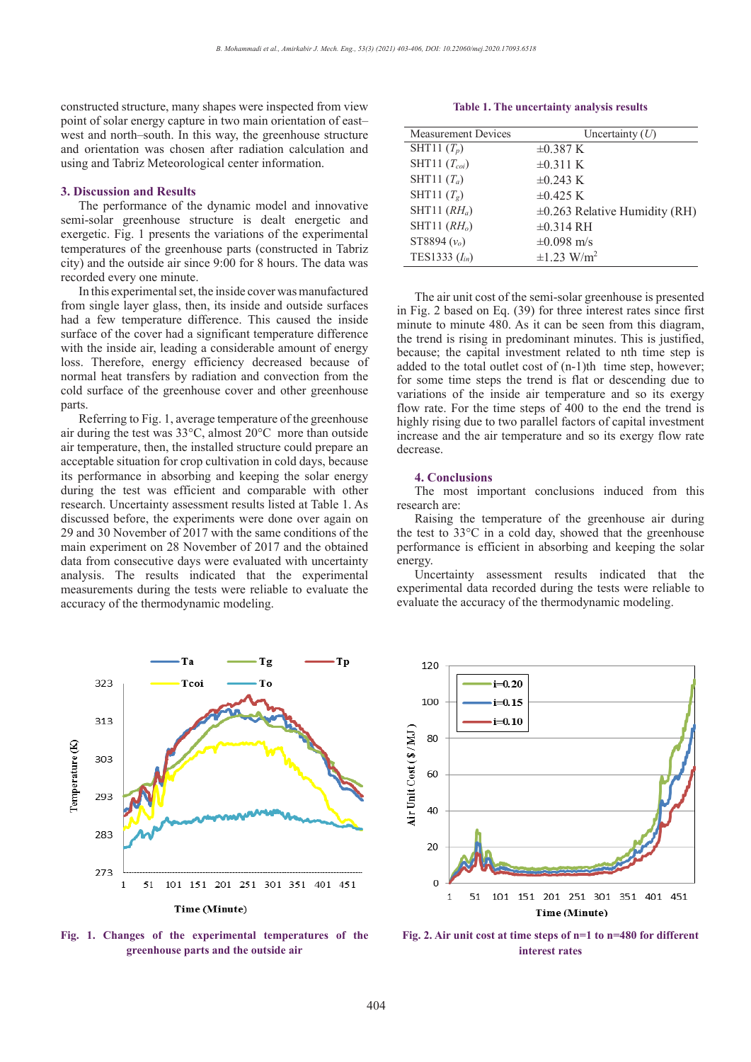constructed structure, many shapes were inspected from view point of solar energy capture in two main orientation of east–west and north–south. In this way, the greenhouse structure and orientation was chosen after radiation calculation and using and Tabriz Meteorological center information.

## 3. Discussion and Results

The performance of the dynamic model and innovative semi-solar greenhouse structure is dealt energetic and exergetic. Fig. 1 presents the variations of the experimental temperatures of the greenhouse parts (constructed in Tabriz city) and the outside air since 9:00 for 8 hours. The data was recorded every one minute.

In this experimental set, the inside cover was manufactured from single layer glass, then, its inside and outside surfaces had a few temperature difference. This caused the inside surface of the cover had a significant temperature difference with the inside air, leading a considerable amount of energy loss. Therefore, energy efficiency decreased because of normal heat transfers by radiation and convection from the cold surface of the greenhouse cover and other greenhouse parts.

Referring to Fig. 1, average temperature of the greenhouse air during the test was 33°C, almost 20°C more than outside air temperature, then, the installed structure could prepare an acceptable situation for crop cultivation in cold days, because its performance in absorbing and keeping the solar energy during the test was efficient and comparable with other research. Uncertainty assessment results listed at Table 1. As discussed before, the experiments were done over again on 29 and 30 November of 2017 with the same conditions of the main experiment on 28 November of 2017 and the obtained data from consecutive days were evaluated with uncertainty analysis. The results indicated that the experimental measurements during the tests were reliable to evaluate the accuracy of the thermodynamic modeling.

**Table 1. The uncertainty analysis results**

| Measurement Devices | Uncertainty ($U$) |
|---|---|
| SHT11 ($T_p$) | ±0.387 K |
| SHT11 ($T_{coi}$) | ±0.311 K |
| SHT11 ($T_a$) | ±0.243 K |
| SHT11 ($T_g$) | ±0.425 K |
| SHT11 ($RH_a$) | ±0.263 Relative Humidity (RH) |
| SHT11 ($RH_o$) | ±0.314 RH |
| ST8894 ($v_o$) | ±0.098 m/s |
| TES1333 ($I_{in}$) | ±1.23 W/m$^2$ |

The air unit cost of the semi-solar greenhouse is presented in Fig. 2 based on Eq. (39) for three interest rates since first minute to minute 480. As it can be seen from this diagram, the trend is rising in predominant minutes. This is justified, because; the capital investment related to nth time step is added to the total outlet cost of (n-1)th time step, however; for some time steps the trend is flat or descending due to variations of the inside air temperature and so its exergy flow rate. For the time steps of 400 to the end the trend is highly rising due to two parallel factors of capital investment increase and the air temperature and so its exergy flow rate decrease.

## 4. Conclusions

The most important conclusions induced from this research are:

Raising the temperature of the greenhouse air during the test to 33°C in a cold day, showed that the greenhouse performance is efficient in absorbing and keeping the solar energy.

Uncertainty assessment results indicated that the experimental data recorded during the tests were reliable to evaluate the accuracy of the thermodynamic modeling.

**Fig. 1. Changes of the experimental temperatures of the greenhouse parts and the outside air**

**Fig. 2. Air unit cost at time steps of n=1 to n=480 for different interest rates**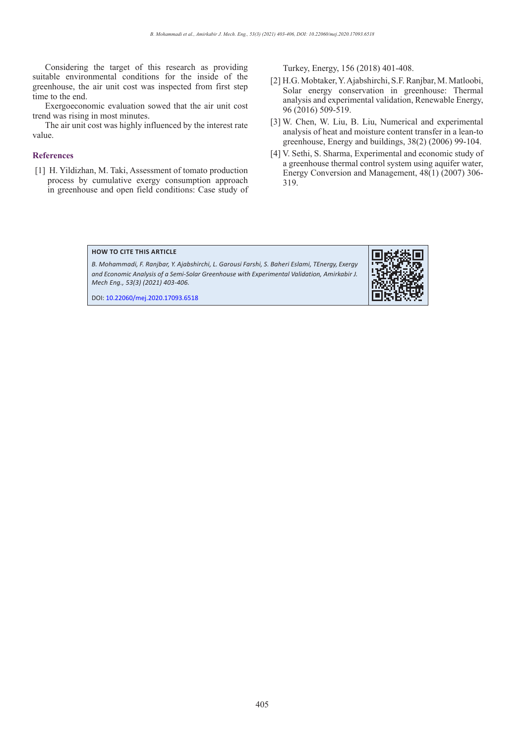Considering the target of this research as providing suitable environmental conditions for the inside of the greenhouse, the air unit cost was inspected from first step time to the end.

Exergoeconomic evaluation sowed that the air unit cost trend was rising in most minutes.

The air unit cost was highly influenced by the interest rate value.

## References

[1] H. Yildizhan, M. Taki, Assessment of tomato production process by cumulative exergy consumption approach in greenhouse and open field conditions: Case study of Turkey, Energy, 156 (2018) 401-408.

[2] H.G. Mobtaker, Y. Ajabshirchi, S.F. Ranjbar, M. Matloobi, Solar energy conservation in greenhouse: Thermal analysis and experimental validation, Renewable Energy, 96 (2016) 509-519.

[3] W. Chen, W. Liu, B. Liu, Numerical and experimental analysis of heat and moisture content transfer in a lean-to greenhouse, Energy and buildings, 38(2) (2006) 99-104.

[4] V. Sethi, S. Sharma, Experimental and economic study of a greenhouse thermal control system using aquifer water, Energy Conversion and Management, 48(1) (2007) 306-319.

**HOW TO CITE THIS ARTICLE**

*B. Mohammadi, F. Ranjbar, Y. Ajabshirchi, L. Garousi Farshi, S. Baheri Eslami, TEnergy, Exergy and Economic Analysis of a Semi-Solar Greenhouse with Experimental Validation, Amirkabir J. Mech Eng., 53(3) (2021) 403-406.*

DOI: 10.22060/mej.2020.17093.6518